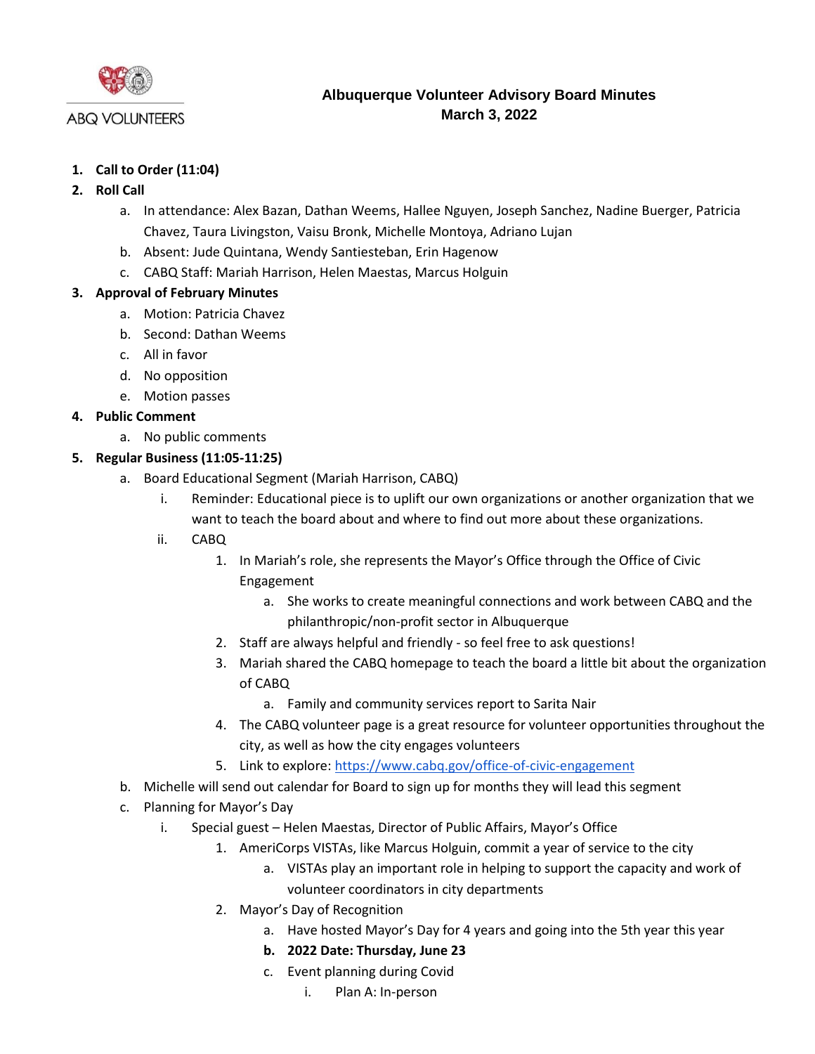ABQ VOLUNTEERS

# Albuquerque Volunteer Advisory Board Minutes
## March 3, 2022

1. **Call to Order (11:04)**
2. **Roll Call**
   a. In attendance: Alex Bazan, Dathan Weems, Hallee Nguyen, Joseph Sanchez, Nadine Buerger, Patricia Chavez, Taura Livingston, Vaisu Bronk, Michelle Montoya, Adriano Lujan
   b. Absent: Jude Quintana, Wendy Santiesteban, Erin Hagenow
   c. CABQ Staff: Mariah Harrison, Helen Maestas, Marcus Holguin
3. **Approval of February Minutes**
   a. Motion: Patricia Chavez
   b. Second: Dathan Weems
   c. All in favor
   d. No opposition
   e. Motion passes
4. **Public Comment**
   a. No public comments
5. **Regular Business (11:05-11:25)**
   a. Board Educational Segment (Mariah Harrison, CABQ)
      i. Reminder: Educational piece is to uplift our own organizations or another organization that we want to teach the board about and where to find out more about these organizations.
      ii. CABQ
         1. In Mariah's role, she represents the Mayor's Office through the Office of Civic Engagement
            a. She works to create meaningful connections and work between CABQ and the philanthropic/non-profit sector in Albuquerque
         2. Staff are always helpful and friendly - so feel free to ask questions!
         3. Mariah shared the CABQ homepage to teach the board a little bit about the organization of CABQ
            a. Family and community services report to Sarita Nair
         4. The CABQ volunteer page is a great resource for volunteer opportunities throughout the city, as well as how the city engages volunteers
         5. Link to explore: https://www.cabq.gov/office-of-civic-engagement
   b. Michelle will send out calendar for Board to sign up for months they will lead this segment
   c. Planning for Mayor's Day
      i. Special guest – Helen Maestas, Director of Public Affairs, Mayor's Office
         1. AmeriCorps VISTAs, like Marcus Holguin, commit a year of service to the city
            a. VISTAs play an important role in helping to support the capacity and work of volunteer coordinators in city departments
         2. Mayor's Day of Recognition
            a. Have hosted Mayor's Day for 4 years and going into the 5th year this year
            **b. 2022 Date: Thursday, June 23**
            c. Event planning during Covid
               i. Plan A: In-person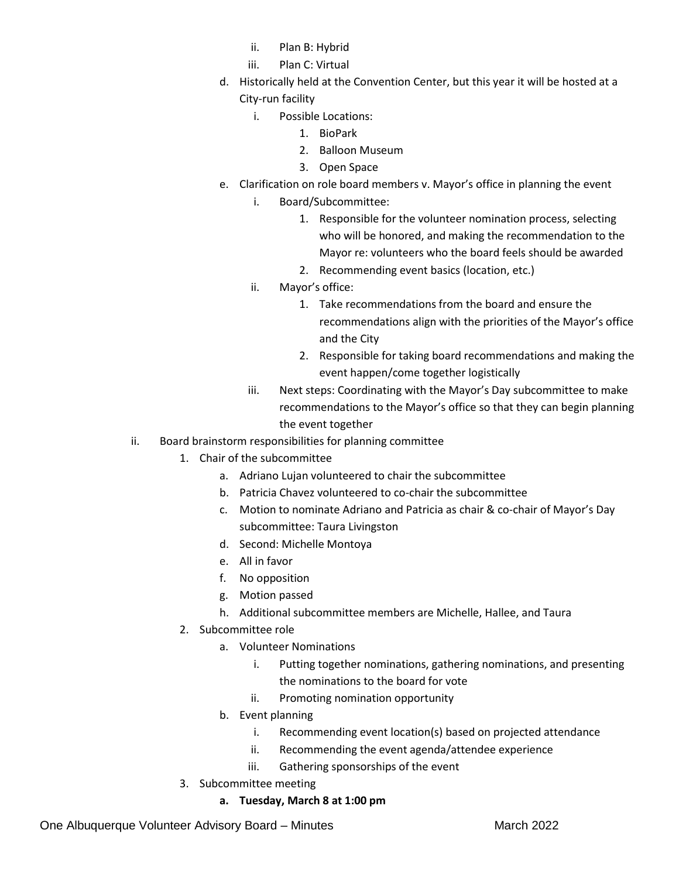- ii. Plan B: Hybrid
  - iii. Plan C: Virtual
- d. Historically held at the Convention Center, but this year it will be hosted at a City-run facility
  - i. Possible Locations:
    1. BioPark
    2. Balloon Museum
    3. Open Space
- e. Clarification on role board members v. Mayor's office in planning the event
  - i. Board/Subcommittee:
    1. Responsible for the volunteer nomination process, selecting who will be honored, and making the recommendation to the Mayor re: volunteers who the board feels should be awarded
    2. Recommending event basics (location, etc.)
  - ii. Mayor's office:
    1. Take recommendations from the board and ensure the recommendations align with the priorities of the Mayor's office and the City
    2. Responsible for taking board recommendations and making the event happen/come together logistically
  - iii. Next steps: Coordinating with the Mayor's Day subcommittee to make recommendations to the Mayor's office so that they can begin planning the event together

ii. Board brainstorm responsibilities for planning committee

1. Chair of the subcommittee
   - a. Adriano Lujan volunteered to chair the subcommittee
   - b. Patricia Chavez volunteered to co-chair the subcommittee
   - c. Motion to nominate Adriano and Patricia as chair & co-chair of Mayor's Day subcommittee: Taura Livingston
   - d. Second: Michelle Montoya
   - e. All in favor
   - f. No opposition
   - g. Motion passed
   - h. Additional subcommittee members are Michelle, Hallee, and Taura
2. Subcommittee role
   - a. Volunteer Nominations
     - i. Putting together nominations, gathering nominations, and presenting the nominations to the board for vote
     - ii. Promoting nomination opportunity
   - b. Event planning
     - i. Recommending event location(s) based on projected attendance
     - ii. Recommending the event agenda/attendee experience
     - iii. Gathering sponsorships of the event
3. Subcommittee meeting
   - **a. Tuesday, March 8 at 1:00 pm**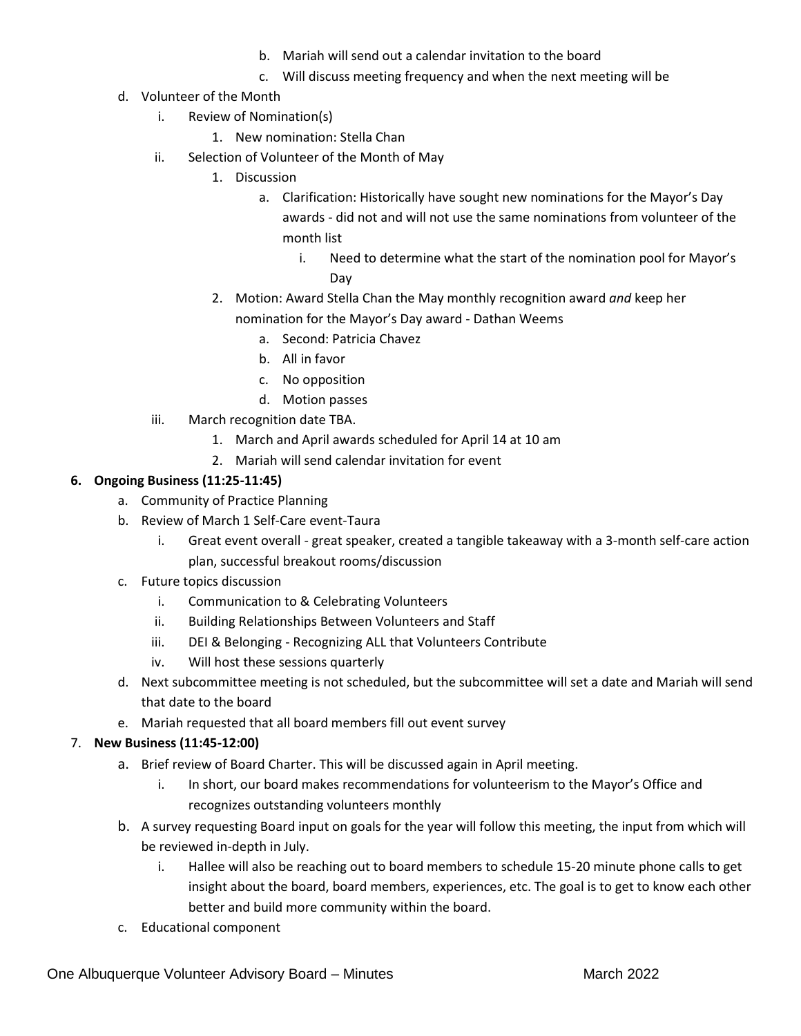b. Mariah will send out a calendar invitation to the board
c. Will discuss meeting frequency and when the next meeting will be

d. Volunteer of the Month
   i. Review of Nomination(s)
      1. New nomination: Stella Chan
   ii. Selection of Volunteer of the Month of May
      1. Discussion
         a. Clarification: Historically have sought new nominations for the Mayor's Day awards - did not and will not use the same nominations from volunteer of the month list
            i. Need to determine what the start of the nomination pool for Mayor's Day
      2. Motion: Award Stella Chan the May monthly recognition award *and* keep her nomination for the Mayor's Day award - Dathan Weems
         a. Second: Patricia Chavez
         b. All in favor
         c. No opposition
         d. Motion passes
   iii. March recognition date TBA.
      1. March and April awards scheduled for April 14 at 10 am
      2. Mariah will send calendar invitation for event

**6. Ongoing Business (11:25-11:45)**

a. Community of Practice Planning
b. Review of March 1 Self-Care event-Taura
   i. Great event overall - great speaker, created a tangible takeaway with a 3-month self-care action plan, successful breakout rooms/discussion
c. Future topics discussion
   i. Communication to & Celebrating Volunteers
   ii. Building Relationships Between Volunteers and Staff
   iii. DEI & Belonging - Recognizing ALL that Volunteers Contribute
   iv. Will host these sessions quarterly
d. Next subcommittee meeting is not scheduled, but the subcommittee will set a date and Mariah will send that date to the board
e. Mariah requested that all board members fill out event survey

7. **New Business (11:45-12:00)**

a. Brief review of Board Charter. This will be discussed again in April meeting.
   i. In short, our board makes recommendations for volunteerism to the Mayor's Office and recognizes outstanding volunteers monthly
b. A survey requesting Board input on goals for the year will follow this meeting, the input from which will be reviewed in-depth in July.
   i. Hallee will also be reaching out to board members to schedule 15-20 minute phone calls to get insight about the board, board members, experiences, etc. The goal is to get to know each other better and build more community within the board.
c. Educational component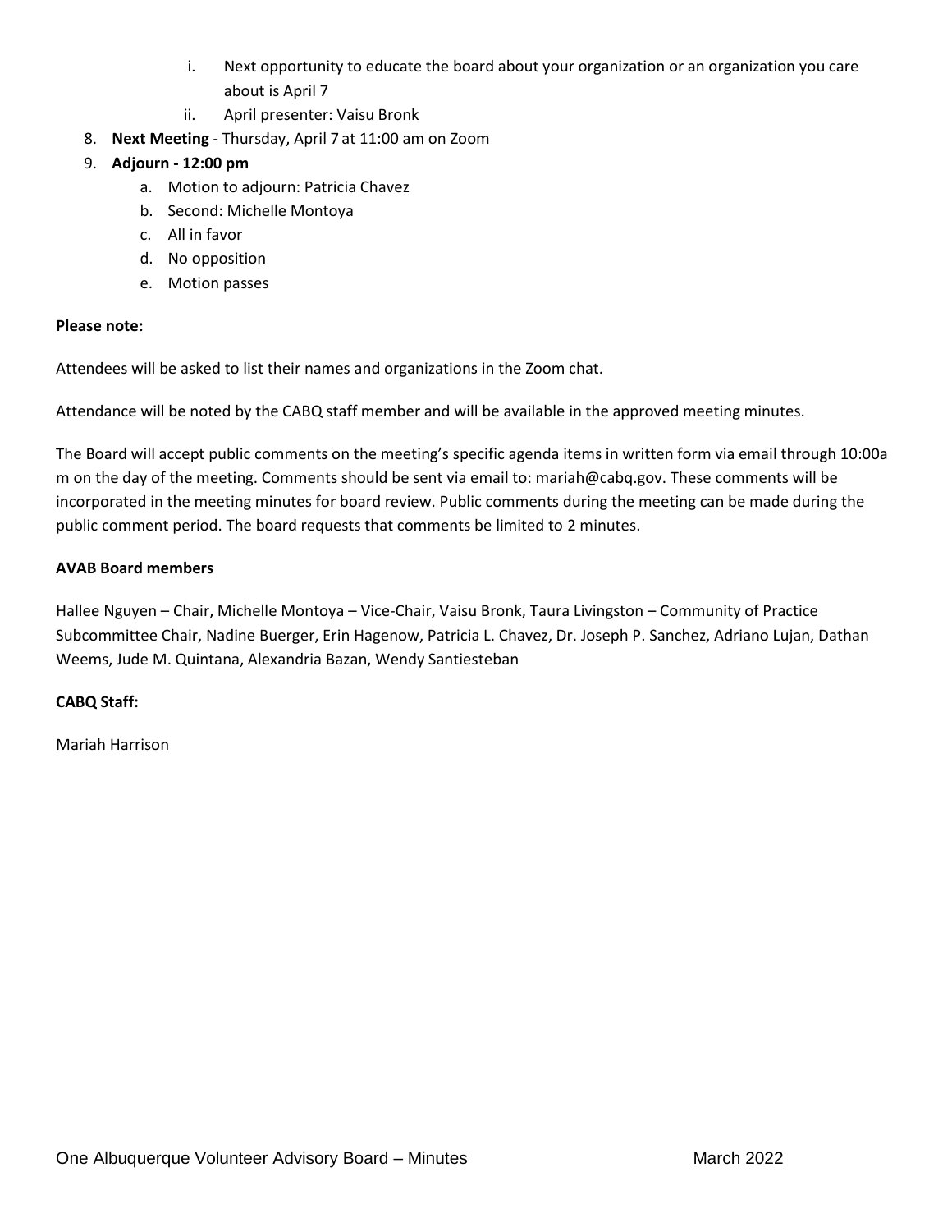i. Next opportunity to educate the board about your organization or an organization you care about is April 7
   ii. April presenter: Vaisu Bronk

8. **Next Meeting** - Thursday, April 7 at 11:00 am on Zoom
9. **Adjourn - 12:00 pm**
   a. Motion to adjourn: Patricia Chavez
   b. Second: Michelle Montoya
   c. All in favor
   d. No opposition
   e. Motion passes

**Please note:**

Attendees will be asked to list their names and organizations in the Zoom chat.

Attendance will be noted by the CABQ staff member and will be available in the approved meeting minutes.

The Board will accept public comments on the meeting's specific agenda items in written form via email through 10:00a m on the day of the meeting. Comments should be sent via email to: mariah@cabq.gov. These comments will be incorporated in the meeting minutes for board review. Public comments during the meeting can be made during the public comment period. The board requests that comments be limited to 2 minutes.

**AVAB Board members**

Hallee Nguyen – Chair, Michelle Montoya – Vice-Chair, Vaisu Bronk, Taura Livingston – Community of Practice Subcommittee Chair, Nadine Buerger, Erin Hagenow, Patricia L. Chavez, Dr. Joseph P. Sanchez, Adriano Lujan, Dathan Weems, Jude M. Quintana, Alexandria Bazan, Wendy Santiesteban

**CABQ Staff:**

Mariah Harrison